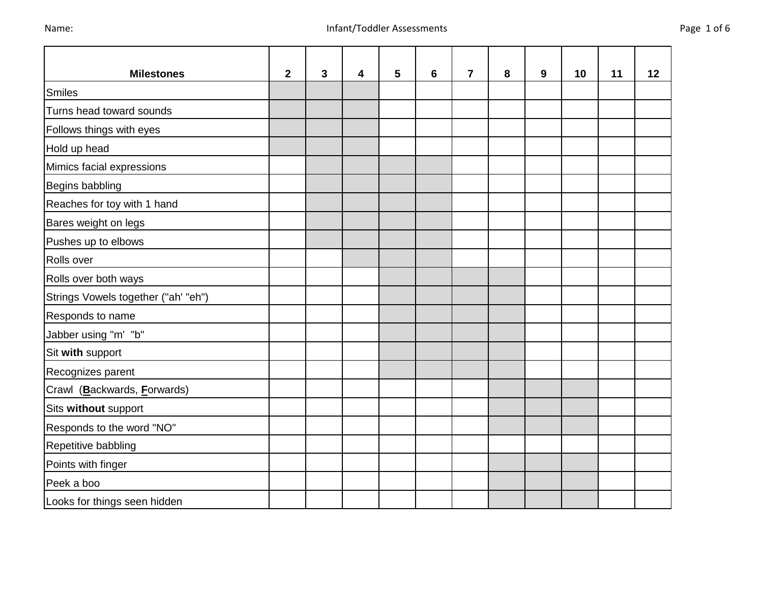| Milestones | 2 | 3 | 4 | 5 | 6 | 7 | 8 | 9 | 10 | 11 | 12 |
|---|---|---|---|---|---|---|---|---|---|---|---|
| Smiles | | | | | | | | | | | |
| Turns head toward sounds | | | | | | | | | | | |
| Follows things with eyes | | | | | | | | | | | |
| Hold up head | | | | | | | | | | | |
| Mimics facial expressions | | | | | | | | | | | |
| Begins babbling | | | | | | | | | | | |
| Reaches for toy with 1 hand | | | | | | | | | | | |
| Bares weight on legs | | | | | | | | | | | |
| Pushes up to elbows | | | | | | | | | | | |
| Rolls over | | | | | | | | | | | |
| Rolls over both ways | | | | | | | | | | | |
| Strings Vowels together ("ah' "eh") | | | | | | | | | | | |
| Responds to name | | | | | | | | | | | |
| Jabber using "m' "b" | | | | | | | | | | | |
| Sit **with** support | | | | | | | | | | | |
| Recognizes parent | | | | | | | | | | | |
| Crawl (**B**ackwards, **F**orwards) | | | | | | | | | | | |
| Sits **without** support | | | | | | | | | | | |
| Responds to the word "NO" | | | | | | | | | | | |
| Repetitive babbling | | | | | | | | | | | |
| Points with finger | | | | | | | | | | | |
| Peek a boo | | | | | | | | | | | |
| Looks for things seen hidden | | | | | | | | | | | |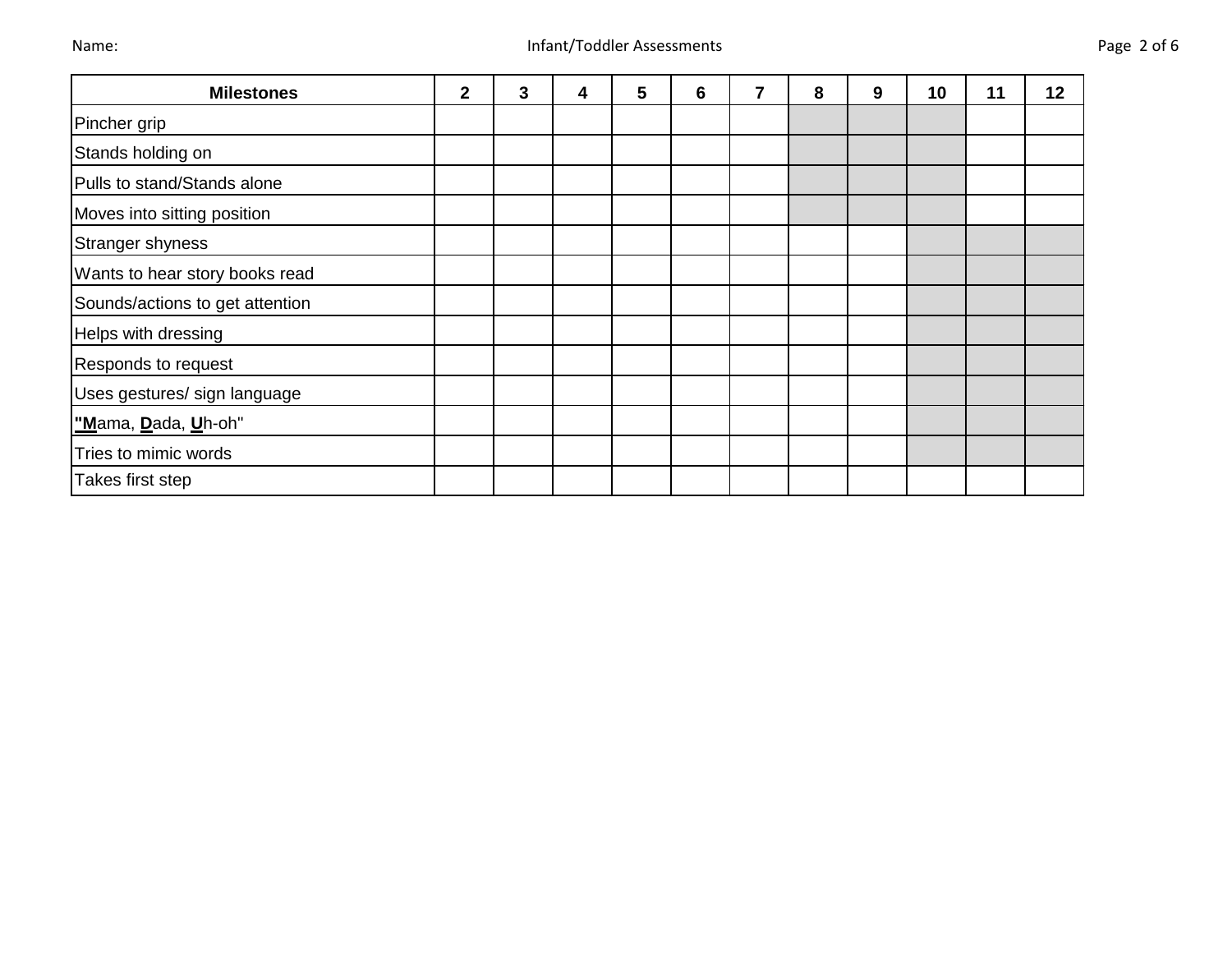Name:

| Milestones | 2 | 3 | 4 | 5 | 6 | 7 | 8 | 9 | 10 | 11 | 12 |
|---|---|---|---|---|---|---|---|---|---|---|---|
| Pincher grip | | | | | | | | | | | |
| Stands holding on | | | | | | | | | | | |
| Pulls to stand/Stands alone | | | | | | | | | | | |
| Moves into sitting position | | | | | | | | | | | |
| Stranger shyness | | | | | | | | | | | |
| Wants to hear story books read | | | | | | | | | | | |
| Sounds/actions to get attention | | | | | | | | | | | |
| Helps with dressing | | | | | | | | | | | |
| Responds to request | | | | | | | | | | | |
| Uses gestures/ sign language | | | | | | | | | | | |
| **"M**ama, **D**ada, **U**h-oh" | | | | | | | | | | | |
| Tries to mimic words | | | | | | | | | | | |
| Takes first step | | | | | | | | | | | |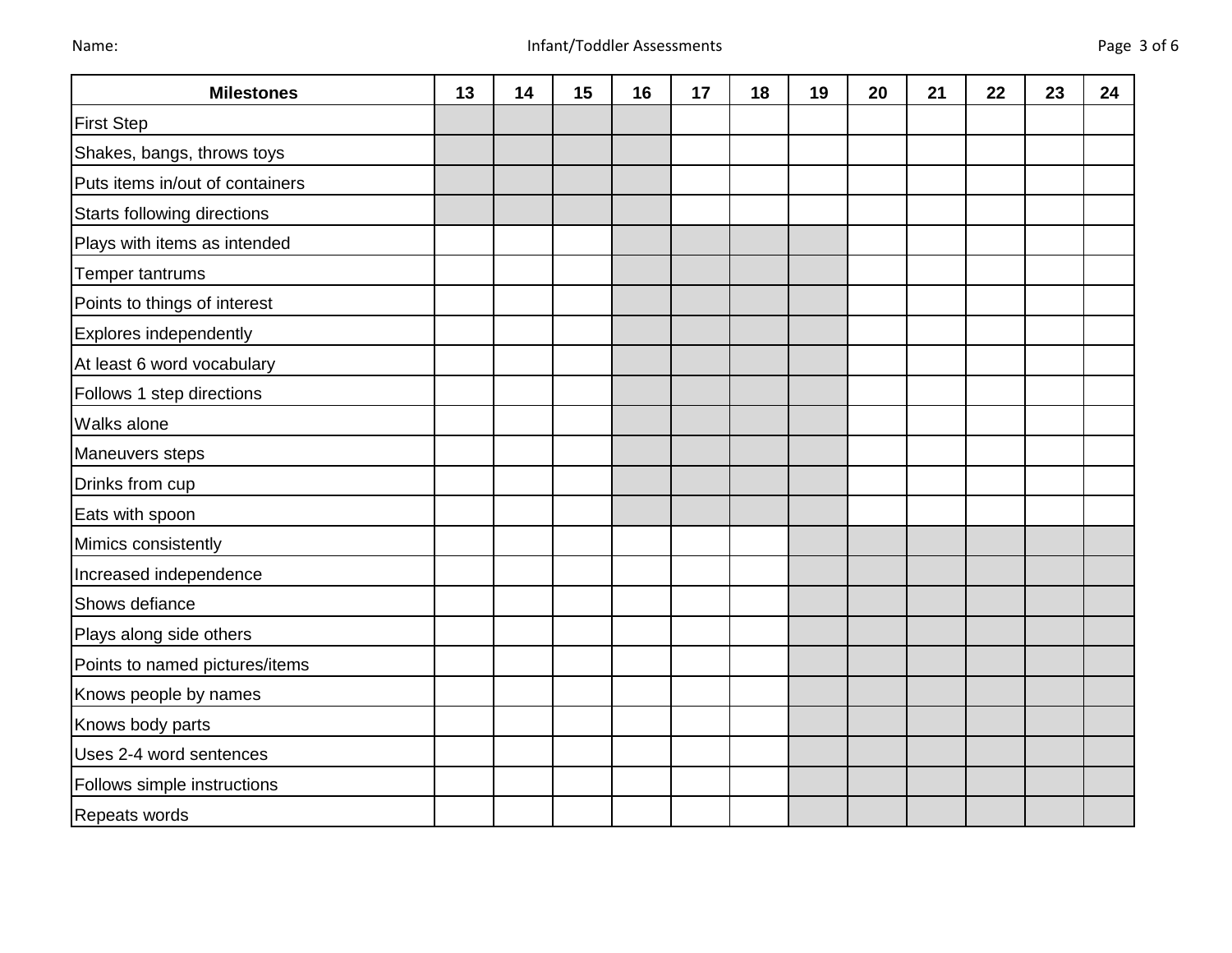Name:

| Milestones | 13 | 14 | 15 | 16 | 17 | 18 | 19 | 20 | 21 | 22 | 23 | 24 |
|---|---|---|---|---|---|---|---|---|---|---|---|---|
| First Step | | | | | | | | | | | | |
| Shakes, bangs, throws toys | | | | | | | | | | | | |
| Puts items in/out of containers | | | | | | | | | | | | |
| Starts following directions | | | | | | | | | | | | |
| Plays with items as intended | | | | | | | | | | | | |
| Temper tantrums | | | | | | | | | | | | |
| Points to things of interest | | | | | | | | | | | | |
| Explores independently | | | | | | | | | | | | |
| At least 6 word vocabulary | | | | | | | | | | | | |
| Follows 1 step directions | | | | | | | | | | | | |
| Walks alone | | | | | | | | | | | | |
| Maneuvers steps | | | | | | | | | | | | |
| Drinks from cup | | | | | | | | | | | | |
| Eats with spoon | | | | | | | | | | | | |
| Mimics consistently | | | | | | | | | | | | |
| Increased independence | | | | | | | | | | | | |
| Shows defiance | | | | | | | | | | | | |
| Plays along side others | | | | | | | | | | | | |
| Points to named pictures/items | | | | | | | | | | | | |
| Knows people by names | | | | | | | | | | | | |
| Knows body parts | | | | | | | | | | | | |
| Uses 2-4 word sentences | | | | | | | | | | | | |
| Follows simple instructions | | | | | | | | | | | | |
| Repeats words | | | | | | | | | | | | |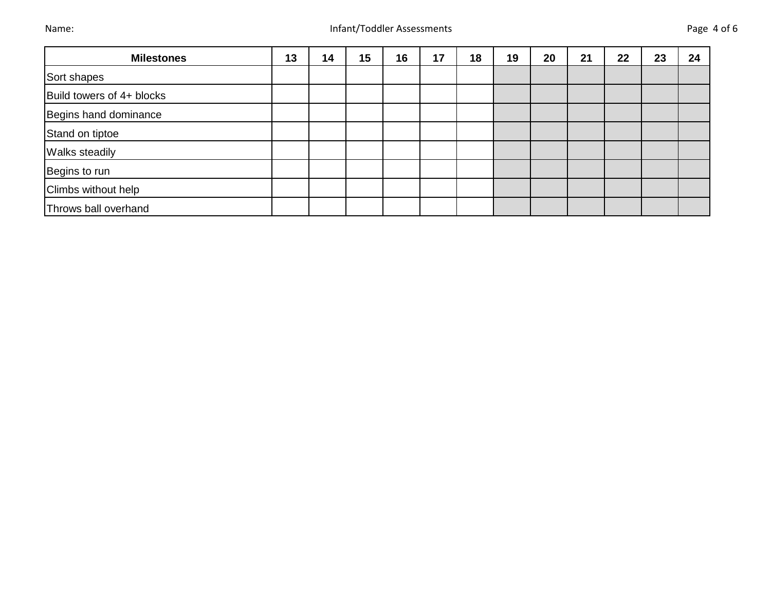| Milestones | 13 | 14 | 15 | 16 | 17 | 18 | 19 | 20 | 21 | 22 | 23 | 24 |
|---|---|---|---|---|---|---|---|---|---|---|---|---|
| Sort shapes | | | | | | | | | | | | |
| Build towers of 4+ blocks | | | | | | | | | | | | |
| Begins hand dominance | | | | | | | | | | | | |
| Stand on tiptoe | | | | | | | | | | | | |
| Walks steadily | | | | | | | | | | | | |
| Begins to run | | | | | | | | | | | | |
| Climbs without help | | | | | | | | | | | | |
| Throws ball overhand | | | | | | | | | | | | |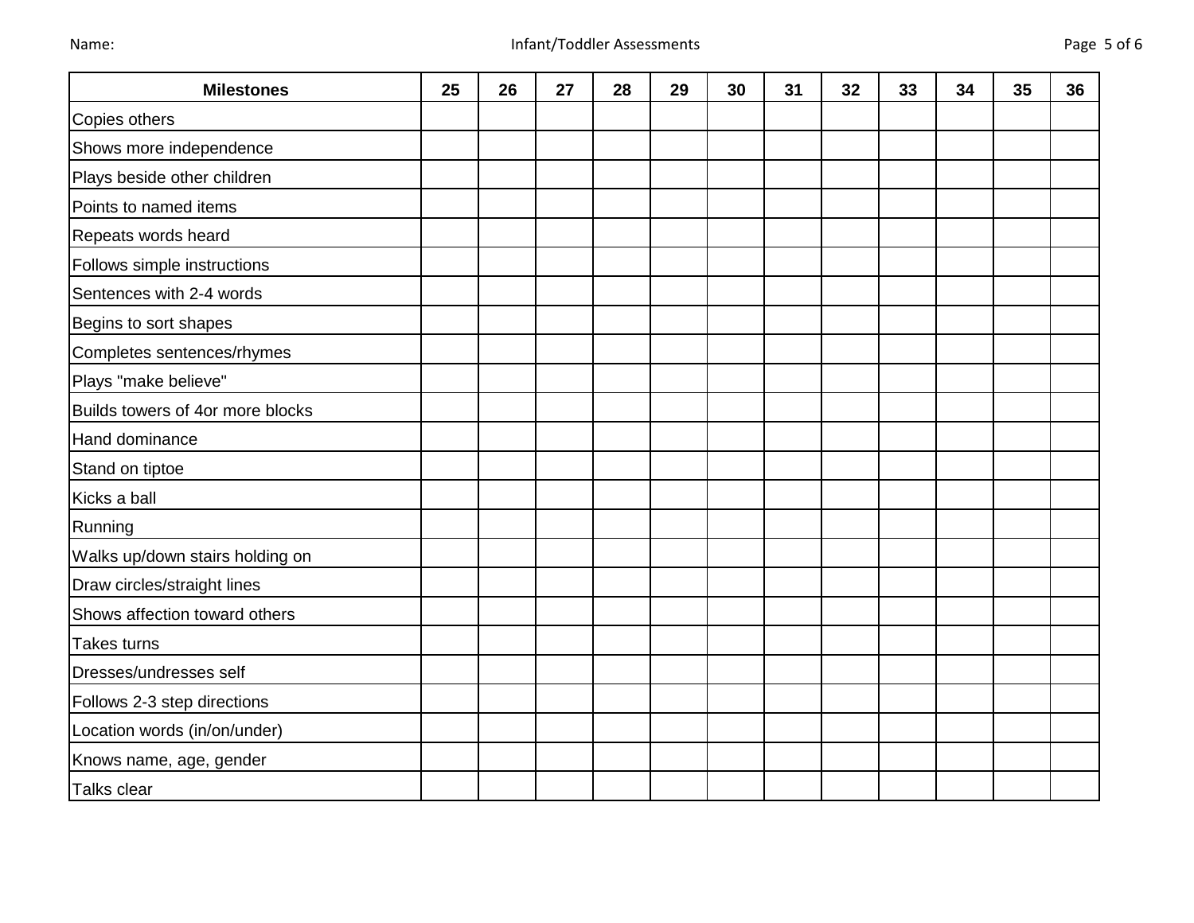Name:

| Milestones | 25 | 26 | 27 | 28 | 29 | 30 | 31 | 32 | 33 | 34 | 35 | 36 |
|---|---|---|---|---|---|---|---|---|---|---|---|---|
| Copies others | | | | | | | | | | | | |
| Shows more independence | | | | | | | | | | | | |
| Plays beside other children | | | | | | | | | | | | |
| Points to named items | | | | | | | | | | | | |
| Repeats words heard | | | | | | | | | | | | |
| Follows simple instructions | | | | | | | | | | | | |
| Sentences with 2-4 words | | | | | | | | | | | | |
| Begins to sort shapes | | | | | | | | | | | | |
| Completes sentences/rhymes | | | | | | | | | | | | |
| Plays "make believe" | | | | | | | | | | | | |
| Builds towers of 4or more blocks | | | | | | | | | | | | |
| Hand dominance | | | | | | | | | | | | |
| Stand on tiptoe | | | | | | | | | | | | |
| Kicks a ball | | | | | | | | | | | | |
| Running | | | | | | | | | | | | |
| Walks up/down stairs holding on | | | | | | | | | | | | |
| Draw circles/straight lines | | | | | | | | | | | | |
| Shows affection toward others | | | | | | | | | | | | |
| Takes turns | | | | | | | | | | | | |
| Dresses/undresses self | | | | | | | | | | | | |
| Follows 2-3 step directions | | | | | | | | | | | | |
| Location words (in/on/under) | | | | | | | | | | | | |
| Knows name, age, gender | | | | | | | | | | | | |
| Talks clear | | | | | | | | | | | | |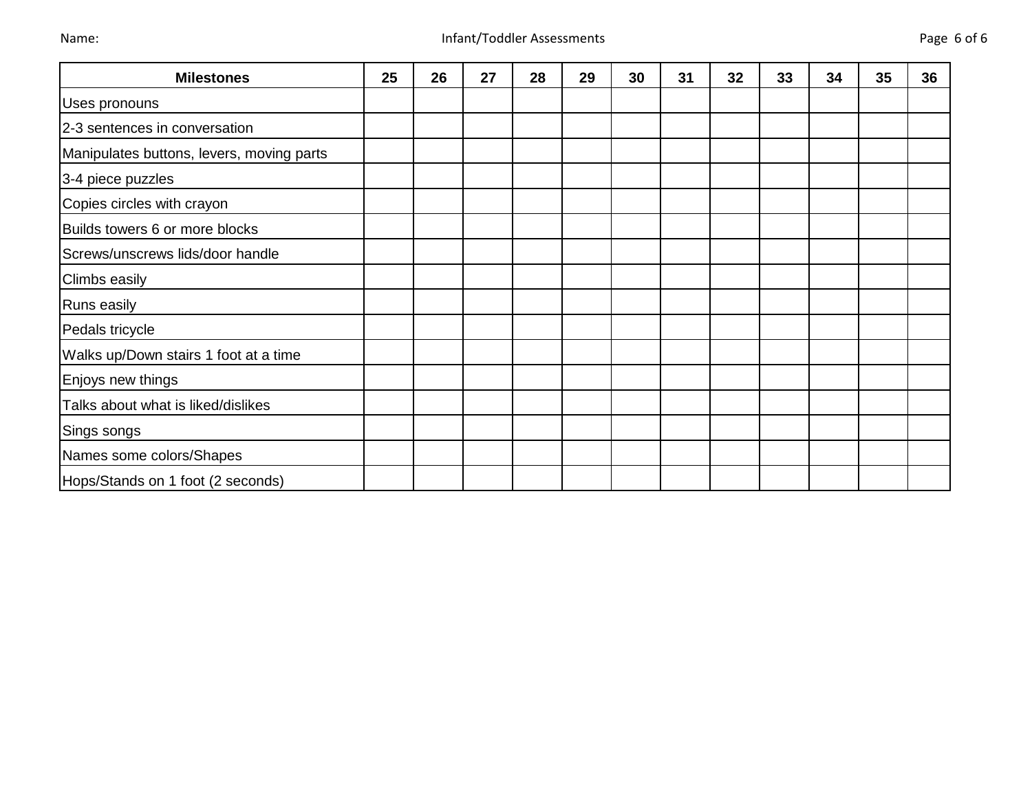Name:

| Milestones | 25 | 26 | 27 | 28 | 29 | 30 | 31 | 32 | 33 | 34 | 35 | 36 |
|---|---|---|---|---|---|---|---|---|---|---|---|---|
| Uses pronouns | | | | | | | | | | | | |
| 2-3 sentences in conversation | | | | | | | | | | | | |
| Manipulates buttons, levers, moving parts | | | | | | | | | | | | |
| 3-4 piece puzzles | | | | | | | | | | | | |
| Copies circles with crayon | | | | | | | | | | | | |
| Builds towers 6 or more blocks | | | | | | | | | | | | |
| Screws/unscrews lids/door handle | | | | | | | | | | | | |
| Climbs easily | | | | | | | | | | | | |
| Runs easily | | | | | | | | | | | | |
| Pedals tricycle | | | | | | | | | | | | |
| Walks up/Down stairs 1 foot at a time | | | | | | | | | | | | |
| Enjoys new things | | | | | | | | | | | | |
| Talks about what is liked/dislikes | | | | | | | | | | | | |
| Sings songs | | | | | | | | | | | | |
| Names some colors/Shapes | | | | | | | | | | | | |
| Hops/Stands on 1 foot (2 seconds) | | | | | | | | | | | | |